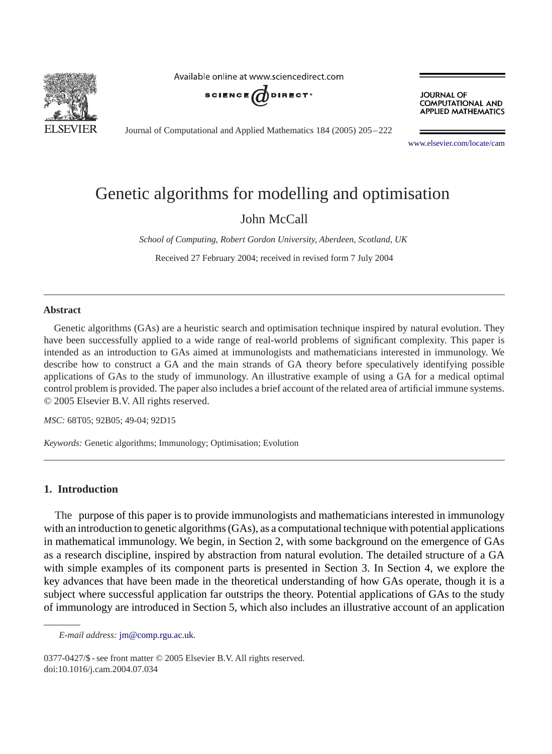# Genetic algorithms for modelling and optimisation

John McCall

*School of Computing, Robert Gordon University, Aberdeen, Scotland, UK*

Received 27 February 2004; received in revised form 7 July 2004

---

## Abstract

Genetic algorithms (GAs) are a heuristic search and optimisation technique inspired by natural evolution. They have been successfully applied to a wide range of real-world problems of significant complexity. This paper is intended as an introduction to GAs aimed at immunologists and mathematicians interested in immunology. We describe how to construct a GA and the main strands of GA theory before speculatively identifying possible applications of GAs to the study of immunology. An illustrative example of using a GA for a medical optimal control problem is provided. The paper also includes a brief account of the related area of artificial immune systems.
© 2005 Elsevier B.V. All rights reserved.

*MSC:* 68T05; 92B05; 49-04; 92D15

*Keywords:* Genetic algorithms; Immunology; Optimisation; Evolution

---

## 1. Introduction

The purpose of this paper is to provide immunologists and mathematicians interested in immunology with an introduction to genetic algorithms (GAs), as a computational technique with potential applications in mathematical immunology. We begin, in Section 2, with some background on the emergence of GAs as a research discipline, inspired by abstraction from natural evolution. The detailed structure of a GA with simple examples of its component parts is presented in Section 3. In Section 4, we explore the key advances that have been made in the theoretical understanding of how GAs operate, though it is a subject where successful application far outstrips the theory. Potential applications of GAs to the study of immunology are introduced in Section 5, which also includes an illustrative account of an application

*E-mail address:* jm@comp.rgu.ac.uk.

0377-0427/$ - see front matter © 2005 Elsevier B.V. All rights reserved.
doi:10.1016/j.cam.2004.07.034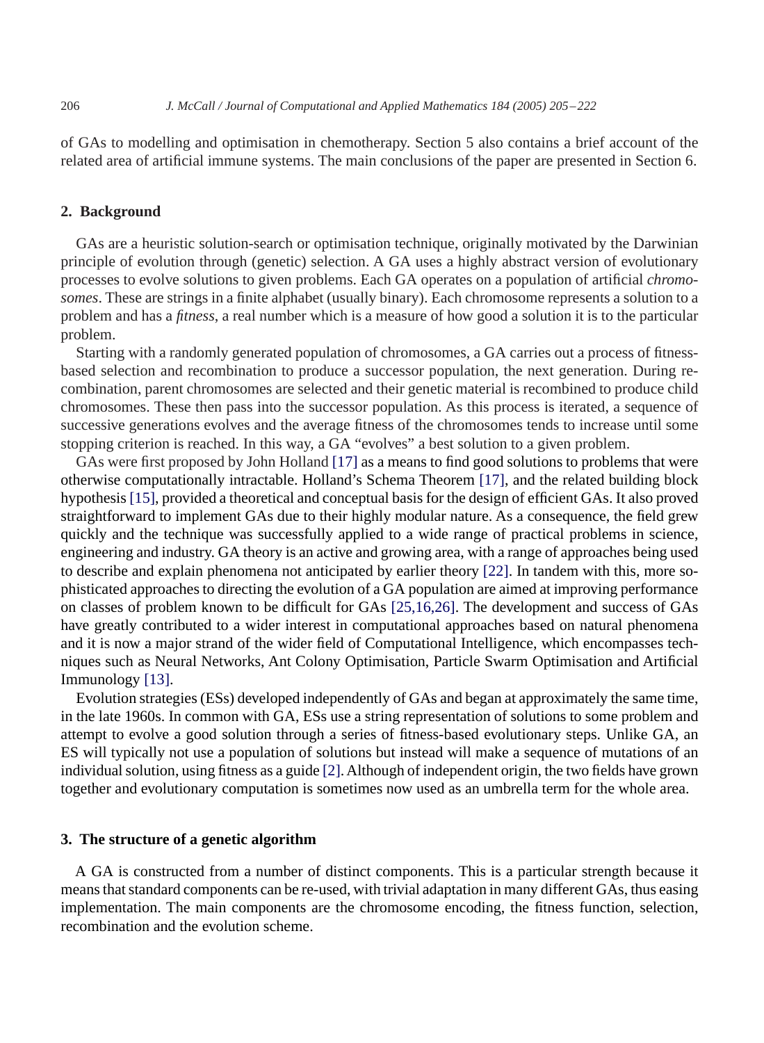of GAs to modelling and optimisation in chemotherapy. Section 5 also contains a brief account of the related area of artificial immune systems. The main conclusions of the paper are presented in Section 6.

## 2. Background

GAs are a heuristic solution-search or optimisation technique, originally motivated by the Darwinian principle of evolution through (genetic) selection. A GA uses a highly abstract version of evolutionary processes to evolve solutions to given problems. Each GA operates on a population of artificial *chromosomes*. These are strings in a finite alphabet (usually binary). Each chromosome represents a solution to a problem and has a *fitness*, a real number which is a measure of how good a solution it is to the particular problem.

Starting with a randomly generated population of chromosomes, a GA carries out a process of fitness-based selection and recombination to produce a successor population, the next generation. During recombination, parent chromosomes are selected and their genetic material is recombined to produce child chromosomes. These then pass into the successor population. As this process is iterated, a sequence of successive generations evolves and the average fitness of the chromosomes tends to increase until some stopping criterion is reached. In this way, a GA "evolves" a best solution to a given problem.

GAs were first proposed by John Holland [17] as a means to find good solutions to problems that were otherwise computationally intractable. Holland's Schema Theorem [17], and the related building block hypothesis [15], provided a theoretical and conceptual basis for the design of efficient GAs. It also proved straightforward to implement GAs due to their highly modular nature. As a consequence, the field grew quickly and the technique was successfully applied to a wide range of practical problems in science, engineering and industry. GA theory is an active and growing area, with a range of approaches being used to describe and explain phenomena not anticipated by earlier theory [22]. In tandem with this, more sophisticated approaches to directing the evolution of a GA population are aimed at improving performance on classes of problem known to be difficult for GAs [25,16,26]. The development and success of GAs have greatly contributed to a wider interest in computational approaches based on natural phenomena and it is now a major strand of the wider field of Computational Intelligence, which encompasses techniques such as Neural Networks, Ant Colony Optimisation, Particle Swarm Optimisation and Artificial Immunology [13].

Evolution strategies (ESs) developed independently of GAs and began at approximately the same time, in the late 1960s. In common with GA, ESs use a string representation of solutions to some problem and attempt to evolve a good solution through a series of fitness-based evolutionary steps. Unlike GA, an ES will typically not use a population of solutions but instead will make a sequence of mutations of an individual solution, using fitness as a guide [2]. Although of independent origin, the two fields have grown together and evolutionary computation is sometimes now used as an umbrella term for the whole area.

## 3. The structure of a genetic algorithm

A GA is constructed from a number of distinct components. This is a particular strength because it means that standard components can be re-used, with trivial adaptation in many different GAs, thus easing implementation. The main components are the chromosome encoding, the fitness function, selection, recombination and the evolution scheme.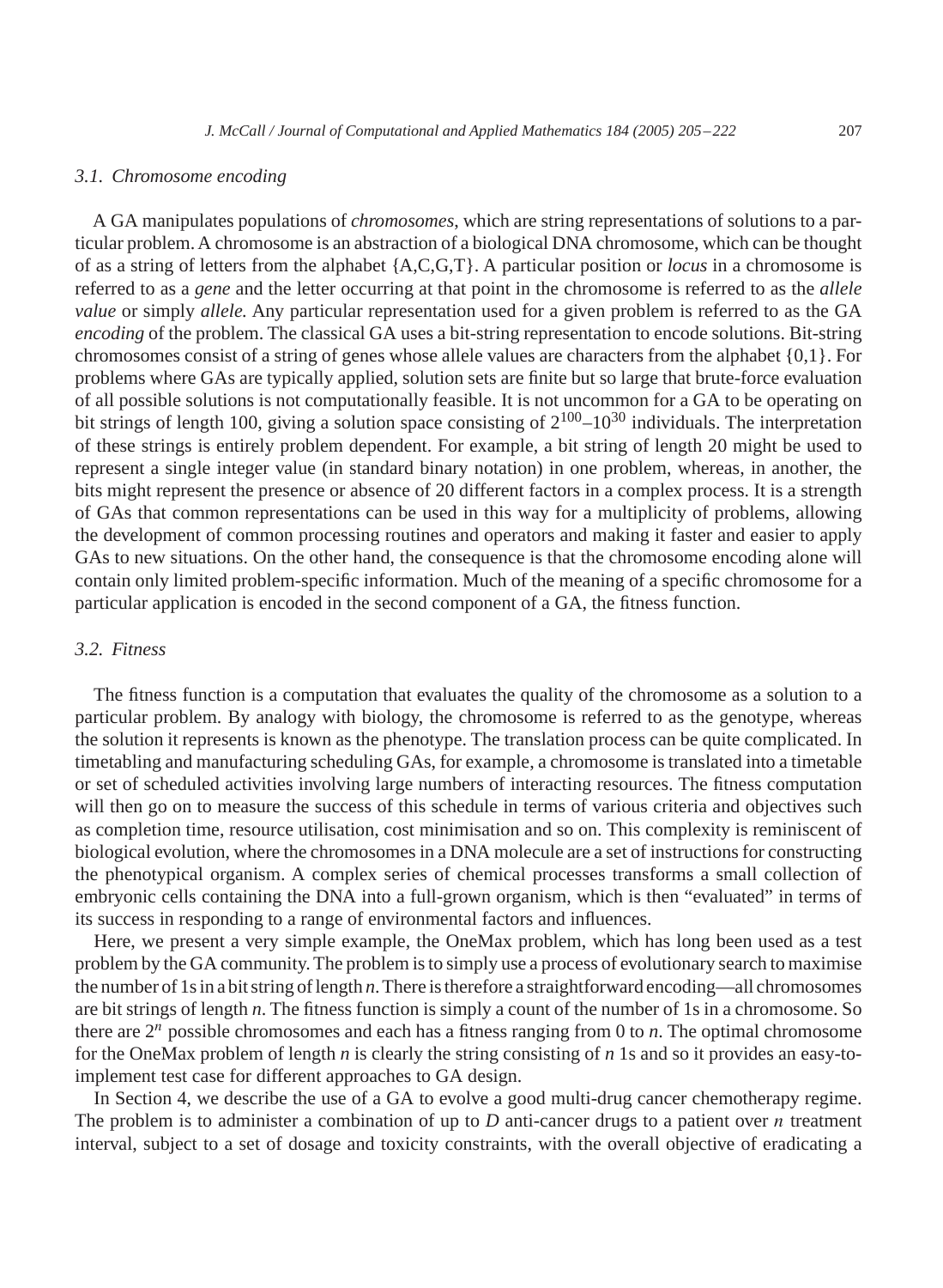### 3.1. Chromosome encoding

A GA manipulates populations of *chromosomes*, which are string representations of solutions to a particular problem. A chromosome is an abstraction of a biological DNA chromosome, which can be thought of as a string of letters from the alphabet {A,C,G,T}. A particular position or *locus* in a chromosome is referred to as a *gene* and the letter occurring at that point in the chromosome is referred to as the *allele value* or simply *allele.* Any particular representation used for a given problem is referred to as the GA *encoding* of the problem. The classical GA uses a bit-string representation to encode solutions. Bit-string chromosomes consist of a string of genes whose allele values are characters from the alphabet {0,1}. For problems where GAs are typically applied, solution sets are finite but so large that brute-force evaluation of all possible solutions is not computationally feasible. It is not uncommon for a GA to be operating on bit strings of length 100, giving a solution space consisting of $2^{100}$–$10^{30}$ individuals. The interpretation of these strings is entirely problem dependent. For example, a bit string of length 20 might be used to represent a single integer value (in standard binary notation) in one problem, whereas, in another, the bits might represent the presence or absence of 20 different factors in a complex process. It is a strength of GAs that common representations can be used in this way for a multiplicity of problems, allowing the development of common processing routines and operators and making it faster and easier to apply GAs to new situations. On the other hand, the consequence is that the chromosome encoding alone will contain only limited problem-specific information. Much of the meaning of a specific chromosome for a particular application is encoded in the second component of a GA, the fitness function.

### 3.2. Fitness

The fitness function is a computation that evaluates the quality of the chromosome as a solution to a particular problem. By analogy with biology, the chromosome is referred to as the genotype, whereas the solution it represents is known as the phenotype. The translation process can be quite complicated. In timetabling and manufacturing scheduling GAs, for example, a chromosome is translated into a timetable or set of scheduled activities involving large numbers of interacting resources. The fitness computation will then go on to measure the success of this schedule in terms of various criteria and objectives such as completion time, resource utilisation, cost minimisation and so on. This complexity is reminiscent of biological evolution, where the chromosomes in a DNA molecule are a set of instructions for constructing the phenotypical organism. A complex series of chemical processes transforms a small collection of embryonic cells containing the DNA into a full-grown organism, which is then "evaluated" in terms of its success in responding to a range of environmental factors and influences.

Here, we present a very simple example, the OneMax problem, which has long been used as a test problem by the GA community. The problem is to simply use a process of evolutionary search to maximise the number of 1s in a bit string of length $n$. There is therefore a straightforward encoding—all chromosomes are bit strings of length $n$. The fitness function is simply a count of the number of 1s in a chromosome. So there are $2^n$ possible chromosomes and each has a fitness ranging from 0 to $n$. The optimal chromosome for the OneMax problem of length $n$ is clearly the string consisting of $n$ 1s and so it provides an easy-to-implement test case for different approaches to GA design.

In Section 4, we describe the use of a GA to evolve a good multi-drug cancer chemotherapy regime. The problem is to administer a combination of up to $D$ anti-cancer drugs to a patient over $n$ treatment interval, subject to a set of dosage and toxicity constraints, with the overall objective of eradicating a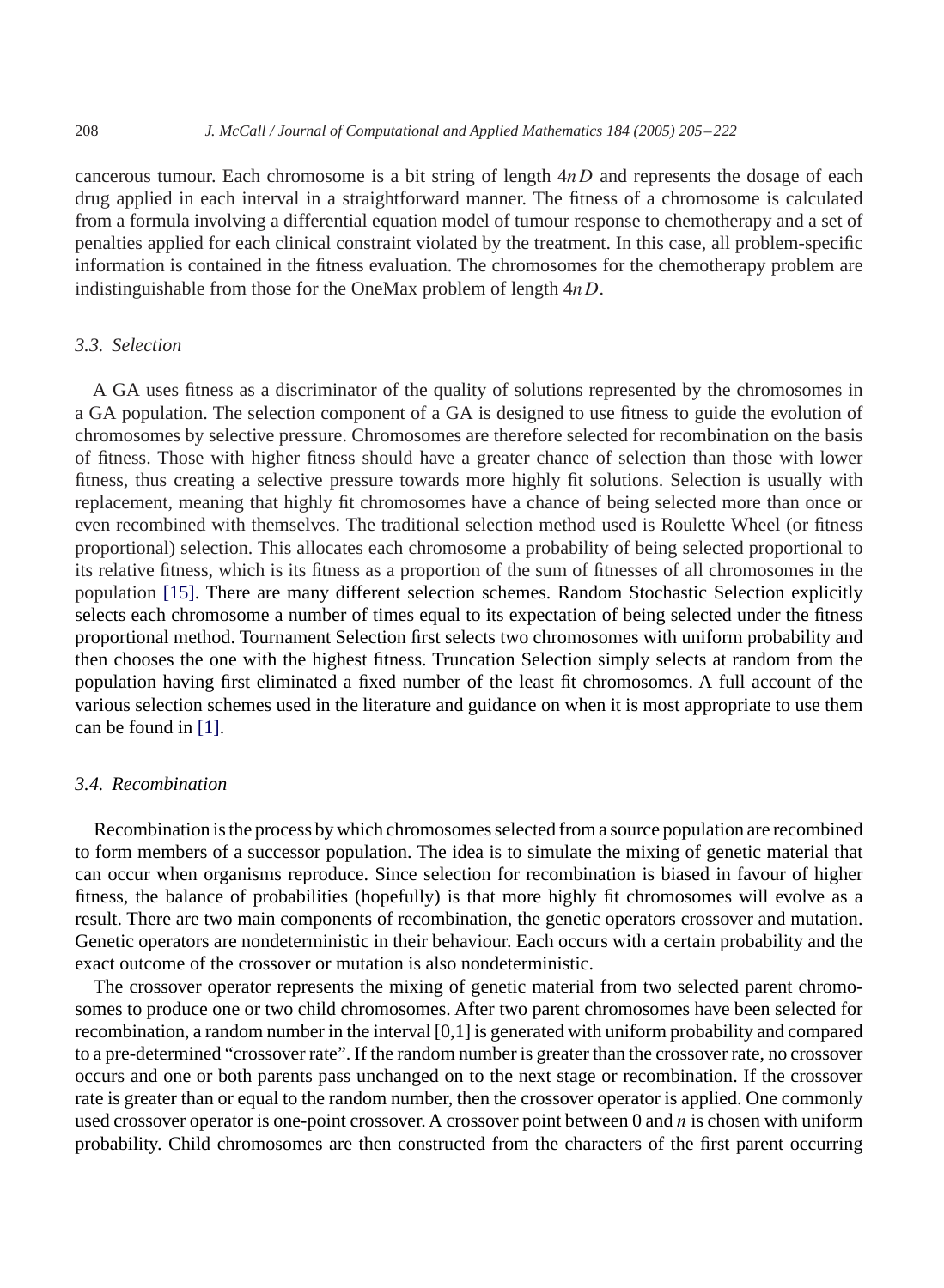cancerous tumour. Each chromosome is a bit string of length $4nD$ and represents the dosage of each drug applied in each interval in a straightforward manner. The fitness of a chromosome is calculated from a formula involving a differential equation model of tumour response to chemotherapy and a set of penalties applied for each clinical constraint violated by the treatment. In this case, all problem-specific information is contained in the fitness evaluation. The chromosomes for the chemotherapy problem are indistinguishable from those for the OneMax problem of length $4nD$.

### 3.3. Selection

A GA uses fitness as a discriminator of the quality of solutions represented by the chromosomes in a GA population. The selection component of a GA is designed to use fitness to guide the evolution of chromosomes by selective pressure. Chromosomes are therefore selected for recombination on the basis of fitness. Those with higher fitness should have a greater chance of selection than those with lower fitness, thus creating a selective pressure towards more highly fit solutions. Selection is usually with replacement, meaning that highly fit chromosomes have a chance of being selected more than once or even recombined with themselves. The traditional selection method used is Roulette Wheel (or fitness proportional) selection. This allocates each chromosome a probability of being selected proportional to its relative fitness, which is its fitness as a proportion of the sum of fitnesses of all chromosomes in the population [15]. There are many different selection schemes. Random Stochastic Selection explicitly selects each chromosome a number of times equal to its expectation of being selected under the fitness proportional method. Tournament Selection first selects two chromosomes with uniform probability and then chooses the one with the highest fitness. Truncation Selection simply selects at random from the population having first eliminated a fixed number of the least fit chromosomes. A full account of the various selection schemes used in the literature and guidance on when it is most appropriate to use them can be found in [1].

### 3.4. Recombination

Recombination is the process by which chromosomes selected from a source population are recombined to form members of a successor population. The idea is to simulate the mixing of genetic material that can occur when organisms reproduce. Since selection for recombination is biased in favour of higher fitness, the balance of probabilities (hopefully) is that more highly fit chromosomes will evolve as a result. There are two main components of recombination, the genetic operators crossover and mutation. Genetic operators are nondeterministic in their behaviour. Each occurs with a certain probability and the exact outcome of the crossover or mutation is also nondeterministic.

The crossover operator represents the mixing of genetic material from two selected parent chromosomes to produce one or two child chromosomes. After two parent chromosomes have been selected for recombination, a random number in the interval [0,1] is generated with uniform probability and compared to a pre-determined “crossover rate”. If the random number is greater than the crossover rate, no crossover occurs and one or both parents pass unchanged on to the next stage or recombination. If the crossover rate is greater than or equal to the random number, then the crossover operator is applied. One commonly used crossover operator is one-point crossover. A crossover point between 0 and $n$ is chosen with uniform probability. Child chromosomes are then constructed from the characters of the first parent occurring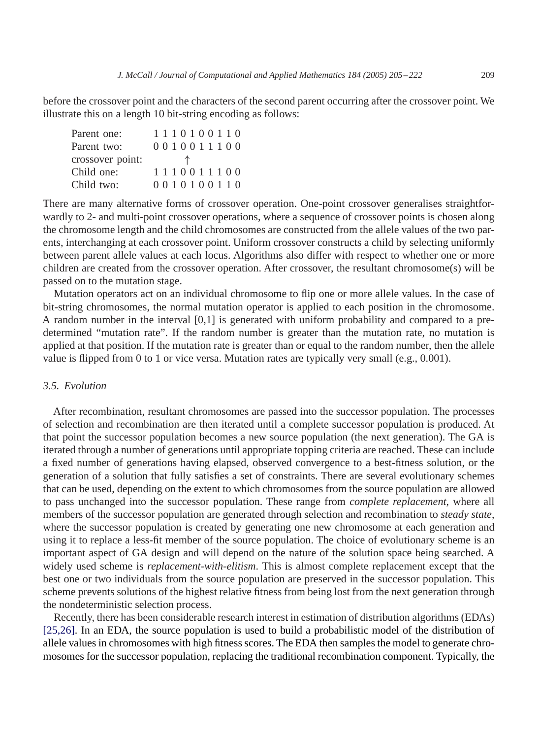before the crossover point and the characters of the second parent occurring after the crossover point. We illustrate this on a length 10 bit-string encoding as follows:

```
Parent one:        1 1 1 0 1 0 0 1 1 0
Parent two:        0 0 1 0 0 1 1 1 0 0
crossover point:          ↑
Child one:         1 1 1 0 0 1 1 1 0 0
Child two:         0 0 1 0 1 0 0 1 1 0
```

There are many alternative forms of crossover operation. One-point crossover generalises straightforwardly to 2- and multi-point crossover operations, where a sequence of crossover points is chosen along the chromosome length and the child chromosomes are constructed from the allele values of the two parents, interchanging at each crossover point. Uniform crossover constructs a child by selecting uniformly between parent allele values at each locus. Algorithms also differ with respect to whether one or more children are created from the crossover operation. After crossover, the resultant chromosome(s) will be passed on to the mutation stage.

Mutation operators act on an individual chromosome to flip one or more allele values. In the case of bit-string chromosomes, the normal mutation operator is applied to each position in the chromosome. A random number in the interval [0,1] is generated with uniform probability and compared to a predetermined “mutation rate”. If the random number is greater than the mutation rate, no mutation is applied at that position. If the mutation rate is greater than or equal to the random number, then the allele value is flipped from 0 to 1 or vice versa. Mutation rates are typically very small (e.g., 0.001).

### 3.5. Evolution

After recombination, resultant chromosomes are passed into the successor population. The processes of selection and recombination are then iterated until a complete successor population is produced. At that point the successor population becomes a new source population (the next generation). The GA is iterated through a number of generations until appropriate topping criteria are reached. These can include a fixed number of generations having elapsed, observed convergence to a best-fitness solution, or the generation of a solution that fully satisfies a set of constraints. There are several evolutionary schemes that can be used, depending on the extent to which chromosomes from the source population are allowed to pass unchanged into the successor population. These range from *complete replacement*, where all members of the successor population are generated through selection and recombination to *steady state*, where the successor population is created by generating one new chromosome at each generation and using it to replace a less-fit member of the source population. The choice of evolutionary scheme is an important aspect of GA design and will depend on the nature of the solution space being searched. A widely used scheme is *replacement-with-elitism*. This is almost complete replacement except that the best one or two individuals from the source population are preserved in the successor population. This scheme prevents solutions of the highest relative fitness from being lost from the next generation through the nondeterministic selection process.

Recently, there has been considerable research interest in estimation of distribution algorithms (EDAs) [25,26]. In an EDA, the source population is used to build a probabilistic model of the distribution of allele values in chromosomes with high fitness scores. The EDA then samples the model to generate chromosomes for the successor population, replacing the traditional recombination component. Typically, the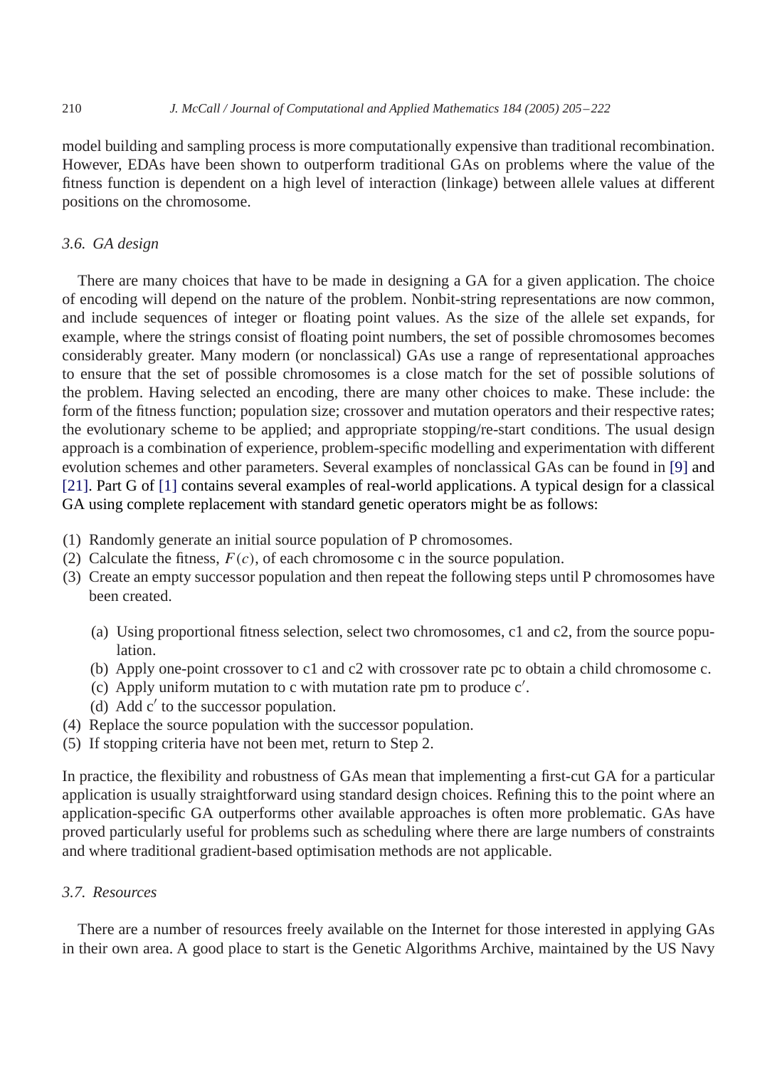model building and sampling process is more computationally expensive than traditional recombination. However, EDAs have been shown to outperform traditional GAs on problems where the value of the fitness function is dependent on a high level of interaction (linkage) between allele values at different positions on the chromosome.

### *3.6. GA design*

There are many choices that have to be made in designing a GA for a given application. The choice of encoding will depend on the nature of the problem. Nonbit-string representations are now common, and include sequences of integer or floating point values. As the size of the allele set expands, for example, where the strings consist of floating point numbers, the set of possible chromosomes becomes considerably greater. Many modern (or nonclassical) GAs use a range of representational approaches to ensure that the set of possible chromosomes is a close match for the set of possible solutions of the problem. Having selected an encoding, there are many other choices to make. These include: the form of the fitness function; population size; crossover and mutation operators and their respective rates; the evolutionary scheme to be applied; and appropriate stopping/re-start conditions. The usual design approach is a combination of experience, problem-specific modelling and experimentation with different evolution schemes and other parameters. Several examples of nonclassical GAs can be found in [9] and [21]. Part G of [1] contains several examples of real-world applications. A typical design for a classical GA using complete replacement with standard genetic operators might be as follows:

(1) Randomly generate an initial source population of P chromosomes.
(2) Calculate the fitness, $F(c)$, of each chromosome c in the source population.
(3) Create an empty successor population and then repeat the following steps until P chromosomes have been created.
   (a) Using proportional fitness selection, select two chromosomes, c1 and c2, from the source population.
   (b) Apply one-point crossover to c1 and c2 with crossover rate pc to obtain a child chromosome c.
   (c) Apply uniform mutation to c with mutation rate pm to produce $c'$.
   (d) Add $c'$ to the successor population.
(4) Replace the source population with the successor population.
(5) If stopping criteria have not been met, return to Step 2.

In practice, the flexibility and robustness of GAs mean that implementing a first-cut GA for a particular application is usually straightforward using standard design choices. Refining this to the point where an application-specific GA outperforms other available approaches is often more problematic. GAs have proved particularly useful for problems such as scheduling where there are large numbers of constraints and where traditional gradient-based optimisation methods are not applicable.

### *3.7. Resources*

There are a number of resources freely available on the Internet for those interested in applying GAs in their own area. A good place to start is the Genetic Algorithms Archive, maintained by the US Navy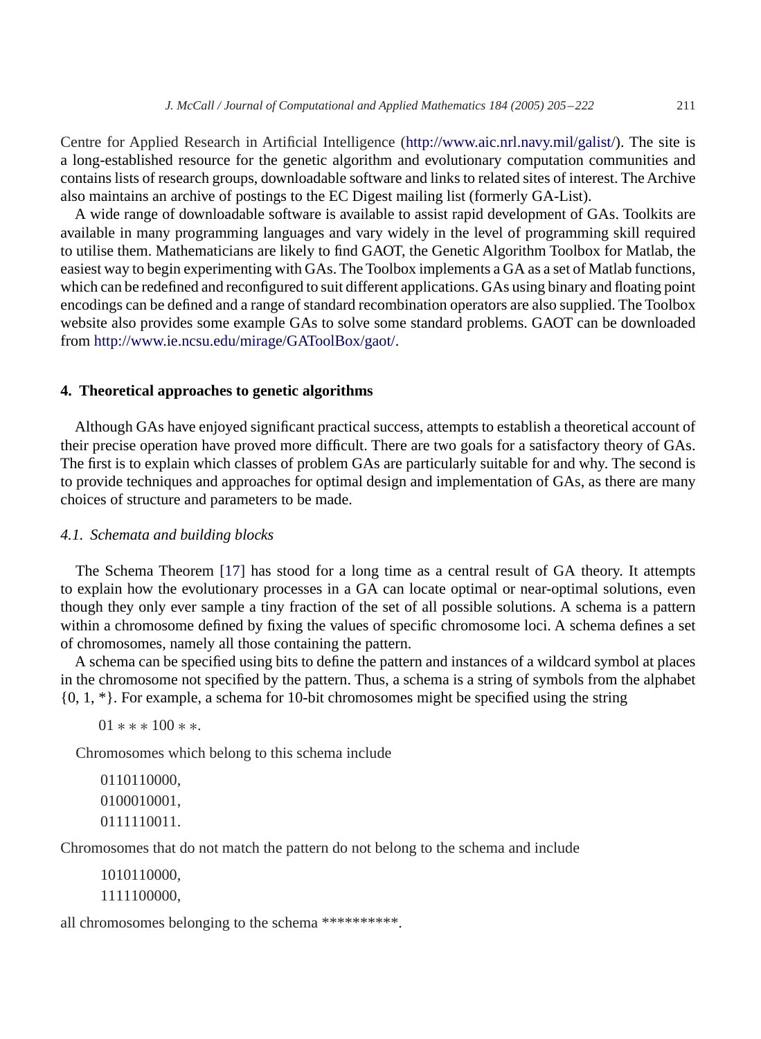Centre for Applied Research in Artificial Intelligence (http://www.aic.nrl.navy.mil/galist/). The site is a long-established resource for the genetic algorithm and evolutionary computation communities and contains lists of research groups, downloadable software and links to related sites of interest. The Archive also maintains an archive of postings to the EC Digest mailing list (formerly GA-List).

A wide range of downloadable software is available to assist rapid development of GAs. Toolkits are available in many programming languages and vary widely in the level of programming skill required to utilise them. Mathematicians are likely to find GAOT, the Genetic Algorithm Toolbox for Matlab, the easiest way to begin experimenting with GAs. The Toolbox implements a GA as a set of Matlab functions, which can be redefined and reconfigured to suit different applications. GAs using binary and floating point encodings can be defined and a range of standard recombination operators are also supplied. The Toolbox website also provides some example GAs to solve some standard problems. GAOT can be downloaded from http://www.ie.ncsu.edu/mirage/GAToolBox/gaot/.

## 4. Theoretical approaches to genetic algorithms

Although GAs have enjoyed significant practical success, attempts to establish a theoretical account of their precise operation have proved more difficult. There are two goals for a satisfactory theory of GAs. The first is to explain which classes of problem GAs are particularly suitable for and why. The second is to provide techniques and approaches for optimal design and implementation of GAs, as there are many choices of structure and parameters to be made.

### *4.1. Schemata and building blocks*

The Schema Theorem [17] has stood for a long time as a central result of GA theory. It attempts to explain how the evolutionary processes in a GA can locate optimal or near-optimal solutions, even though they only ever sample a tiny fraction of the set of all possible solutions. A schema is a pattern within a chromosome defined by fixing the values of specific chromosome loci. A schema defines a set of chromosomes, namely all those containing the pattern.

A schema can be specified using bits to define the pattern and instances of a wildcard symbol at places in the chromosome not specified by the pattern. Thus, a schema is a string of symbols from the alphabet {0, 1, *}. For example, a schema for 10-bit chromosomes might be specified using the string

$$01***100**.$$

Chromosomes which belong to this schema include

0110110000,
0100010001,
0111110011.

Chromosomes that do not match the pattern do not belong to the schema and include

1010110000,
1111100000,

all chromosomes belonging to the schema **********.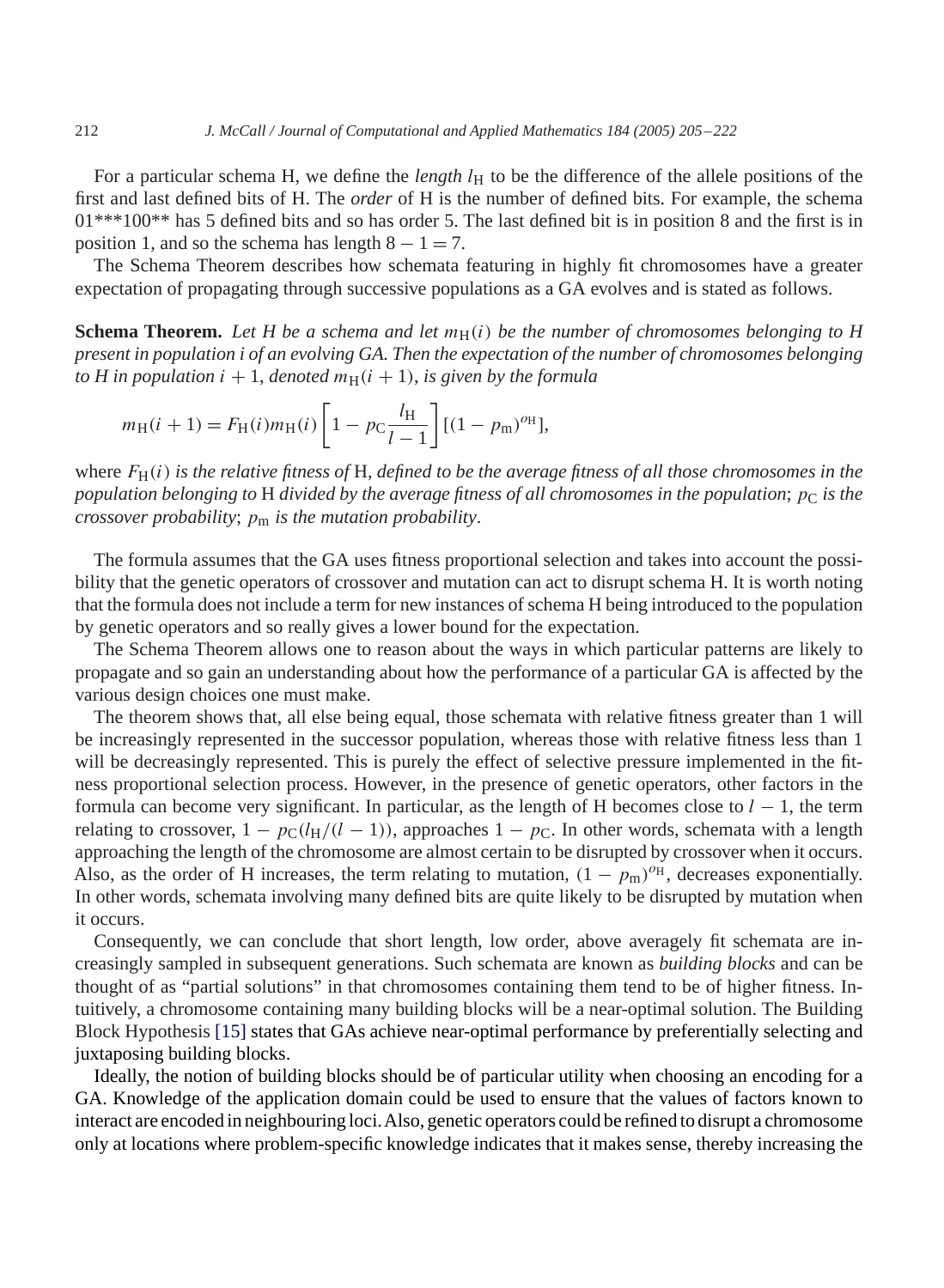For a particular schema H, we define the *length* $l_{\mathrm{H}}$ to be the difference of the allele positions of the first and last defined bits of H. The *order* of H is the number of defined bits. For example, the schema 01***100** has 5 defined bits and so has order 5. The last defined bit is in position 8 and the first is in position 1, and so the schema has length $8 - 1 = 7$.

The Schema Theorem describes how schemata featuring in highly fit chromosomes have a greater expectation of propagating through successive populations as a GA evolves and is stated as follows.

**Schema Theorem.** *Let H be a schema and let $m_{\mathrm{H}}(i)$ be the number of chromosomes belonging to H present in population i of an evolving GA. Then the expectation of the number of chromosomes belonging to H in population $i+1$, denoted $m_{\mathrm{H}}(i+1)$, is given by the formula*

$$m_{\mathrm{H}}(i+1) = F_{\mathrm{H}}(i) m_{\mathrm{H}}(i) \left[ 1 - p_{\mathrm{C}} \frac{l_{\mathrm{H}}}{l-1} \right] [(1 - p_{\mathrm{m}})^{o_{\mathrm{H}}}],$$

where $F_{\mathrm{H}}(i)$ *is the relative fitness of* H, *defined to be the average fitness of all those chromosomes in the population belonging to* H *divided by the average fitness of all chromosomes in the population*; $p_{\mathrm{C}}$ *is the crossover probability*; $p_{\mathrm{m}}$ *is the mutation probability*.

The formula assumes that the GA uses fitness proportional selection and takes into account the possibility that the genetic operators of crossover and mutation can act to disrupt schema H. It is worth noting that the formula does not include a term for new instances of schema H being introduced to the population by genetic operators and so really gives a lower bound for the expectation.

The Schema Theorem allows one to reason about the ways in which particular patterns are likely to propagate and so gain an understanding about how the performance of a particular GA is affected by the various design choices one must make.

The theorem shows that, all else being equal, those schemata with relative fitness greater than 1 will be increasingly represented in the successor population, whereas those with relative fitness less than 1 will be decreasingly represented. This is purely the effect of selective pressure implemented in the fitness proportional selection process. However, in the presence of genetic operators, other factors in the formula can become very significant. In particular, as the length of H becomes close to $l - 1$, the term relating to crossover, $1 - p_{\mathrm{C}}(l_{\mathrm{H}}/(l-1))$, approaches $1 - p_{\mathrm{C}}$. In other words, schemata with a length approaching the length of the chromosome are almost certain to be disrupted by crossover when it occurs. Also, as the order of H increases, the term relating to mutation, $(1 - p_{\mathrm{m}})^{o_{\mathrm{H}}}$, decreases exponentially. In other words, schemata involving many defined bits are quite likely to be disrupted by mutation when it occurs.

Consequently, we can conclude that short length, low order, above averagely fit schemata are increasingly sampled in subsequent generations. Such schemata are known as *building blocks* and can be thought of as "partial solutions" in that chromosomes containing them tend to be of higher fitness. Intuitively, a chromosome containing many building blocks will be a near-optimal solution. The Building Block Hypothesis [15] states that GAs achieve near-optimal performance by preferentially selecting and juxtaposing building blocks.

Ideally, the notion of building blocks should be of particular utility when choosing an encoding for a GA. Knowledge of the application domain could be used to ensure that the values of factors known to interact are encoded in neighbouring loci. Also, genetic operators could be refined to disrupt a chromosome only at locations where problem-specific knowledge indicates that it makes sense, thereby increasing the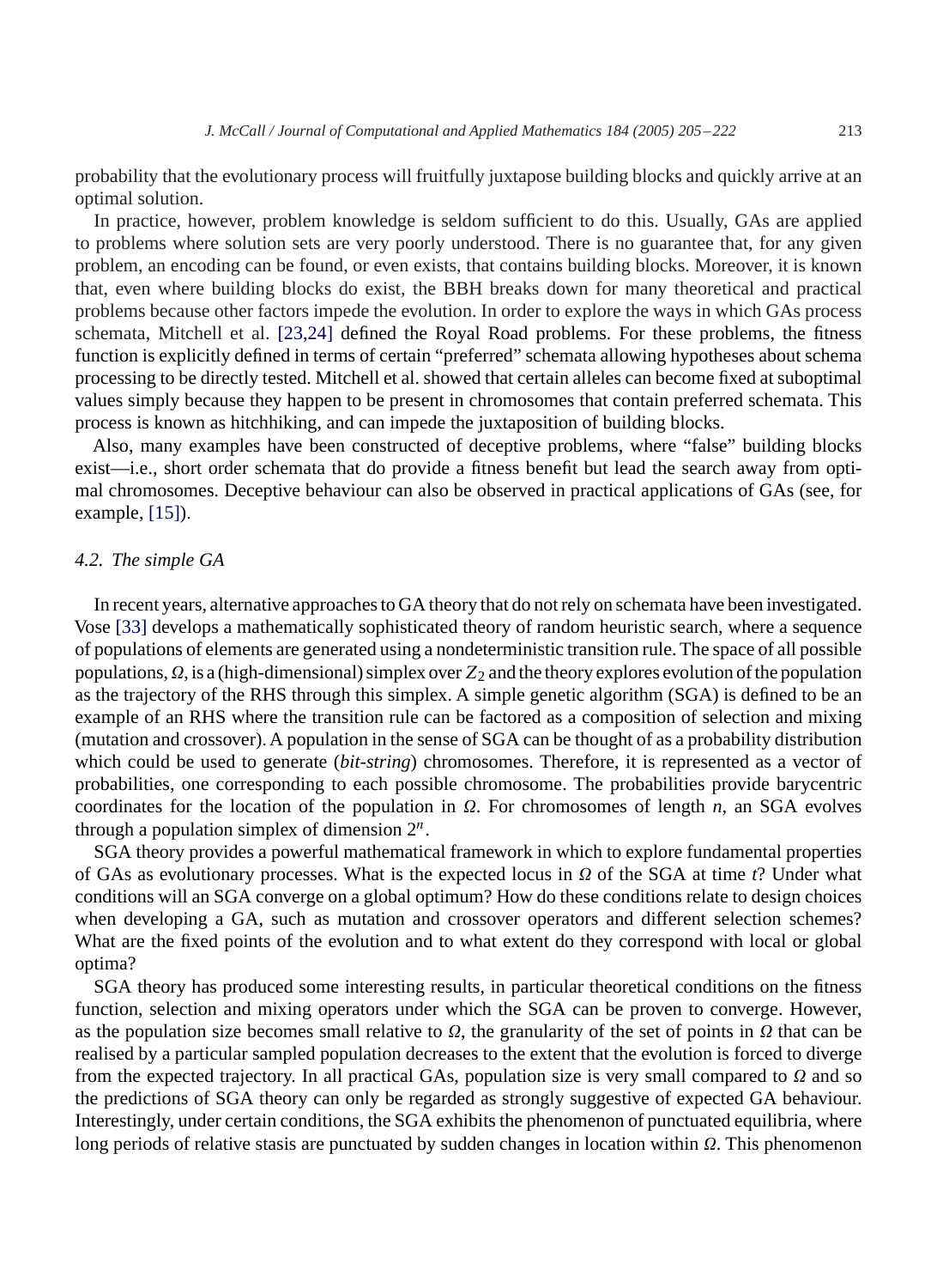probability that the evolutionary process will fruitfully juxtapose building blocks and quickly arrive at an optimal solution.

In practice, however, problem knowledge is seldom sufficient to do this. Usually, GAs are applied to problems where solution sets are very poorly understood. There is no guarantee that, for any given problem, an encoding can be found, or even exists, that contains building blocks. Moreover, it is known that, even where building blocks do exist, the BBH breaks down for many theoretical and practical problems because other factors impede the evolution. In order to explore the ways in which GAs process schemata, Mitchell et al. [23,24] defined the Royal Road problems. For these problems, the fitness function is explicitly defined in terms of certain "preferred" schemata allowing hypotheses about schema processing to be directly tested. Mitchell et al. showed that certain alleles can become fixed at suboptimal values simply because they happen to be present in chromosomes that contain preferred schemata. This process is known as hitchhiking, and can impede the juxtaposition of building blocks.

Also, many examples have been constructed of deceptive problems, where "false" building blocks exist—i.e., short order schemata that do provide a fitness benefit but lead the search away from optimal chromosomes. Deceptive behaviour can also be observed in practical applications of GAs (see, for example, [15]).

### 4.2. The simple GA

In recent years, alternative approaches to GA theory that do not rely on schemata have been investigated. Vose [33] develops a mathematically sophisticated theory of random heuristic search, where a sequence of populations of elements are generated using a nondeterministic transition rule. The space of all possible populations, $\Omega$, is a (high-dimensional) simplex over $Z_2$ and the theory explores evolution of the population as the trajectory of the RHS through this simplex. A simple genetic algorithm (SGA) is defined to be an example of an RHS where the transition rule can be factored as a composition of selection and mixing (mutation and crossover). A population in the sense of SGA can be thought of as a probability distribution which could be used to generate (*bit-string*) chromosomes. Therefore, it is represented as a vector of probabilities, one corresponding to each possible chromosome. The probabilities provide barycentric coordinates for the location of the population in $\Omega$. For chromosomes of length $n$, an SGA evolves through a population simplex of dimension $2^n$.

SGA theory provides a powerful mathematical framework in which to explore fundamental properties of GAs as evolutionary processes. What is the expected locus in $\Omega$ of the SGA at time $t$? Under what conditions will an SGA converge on a global optimum? How do these conditions relate to design choices when developing a GA, such as mutation and crossover operators and different selection schemes? What are the fixed points of the evolution and to what extent do they correspond with local or global optima?

SGA theory has produced some interesting results, in particular theoretical conditions on the fitness function, selection and mixing operators under which the SGA can be proven to converge. However, as the population size becomes small relative to $\Omega$, the granularity of the set of points in $\Omega$ that can be realised by a particular sampled population decreases to the extent that the evolution is forced to diverge from the expected trajectory. In all practical GAs, population size is very small compared to $\Omega$ and so the predictions of SGA theory can only be regarded as strongly suggestive of expected GA behaviour. Interestingly, under certain conditions, the SGA exhibits the phenomenon of punctuated equilibria, where long periods of relative stasis are punctuated by sudden changes in location within $\Omega$. This phenomenon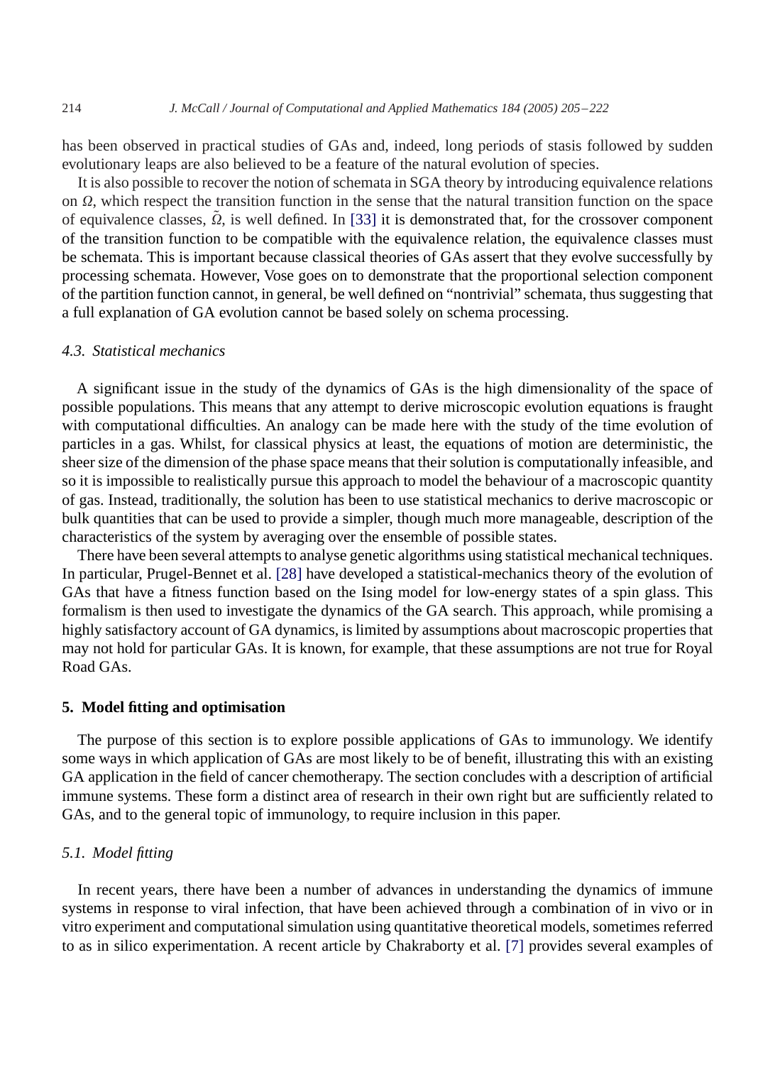has been observed in practical studies of GAs and, indeed, long periods of stasis followed by sudden evolutionary leaps are also believed to be a feature of the natural evolution of species.

It is also possible to recover the notion of schemata in SGA theory by introducing equivalence relations on $\Omega$, which respect the transition function in the sense that the natural transition function on the space of equivalence classes, $\tilde{\Omega}$, is well defined. In [33] it is demonstrated that, for the crossover component of the transition function to be compatible with the equivalence relation, the equivalence classes must be schemata. This is important because classical theories of GAs assert that they evolve successfully by processing schemata. However, Vose goes on to demonstrate that the proportional selection component of the partition function cannot, in general, be well defined on "nontrivial" schemata, thus suggesting that a full explanation of GA evolution cannot be based solely on schema processing.

### 4.3. Statistical mechanics

A significant issue in the study of the dynamics of GAs is the high dimensionality of the space of possible populations. This means that any attempt to derive microscopic evolution equations is fraught with computational difficulties. An analogy can be made here with the study of the time evolution of particles in a gas. Whilst, for classical physics at least, the equations of motion are deterministic, the sheer size of the dimension of the phase space means that their solution is computationally infeasible, and so it is impossible to realistically pursue this approach to model the behaviour of a macroscopic quantity of gas. Instead, traditionally, the solution has been to use statistical mechanics to derive macroscopic or bulk quantities that can be used to provide a simpler, though much more manageable, description of the characteristics of the system by averaging over the ensemble of possible states.

There have been several attempts to analyse genetic algorithms using statistical mechanical techniques. In particular, Prugel-Bennet et al. [28] have developed a statistical-mechanics theory of the evolution of GAs that have a fitness function based on the Ising model for low-energy states of a spin glass. This formalism is then used to investigate the dynamics of the GA search. This approach, while promising a highly satisfactory account of GA dynamics, is limited by assumptions about macroscopic properties that may not hold for particular GAs. It is known, for example, that these assumptions are not true for Royal Road GAs.

## 5. Model fitting and optimisation

The purpose of this section is to explore possible applications of GAs to immunology. We identify some ways in which application of GAs are most likely to be of benefit, illustrating this with an existing GA application in the field of cancer chemotherapy. The section concludes with a description of artificial immune systems. These form a distinct area of research in their own right but are sufficiently related to GAs, and to the general topic of immunology, to require inclusion in this paper.

### 5.1. Model fitting

In recent years, there have been a number of advances in understanding the dynamics of immune systems in response to viral infection, that have been achieved through a combination of in vivo or in vitro experiment and computational simulation using quantitative theoretical models, sometimes referred to as in silico experimentation. A recent article by Chakraborty et al. [7] provides several examples of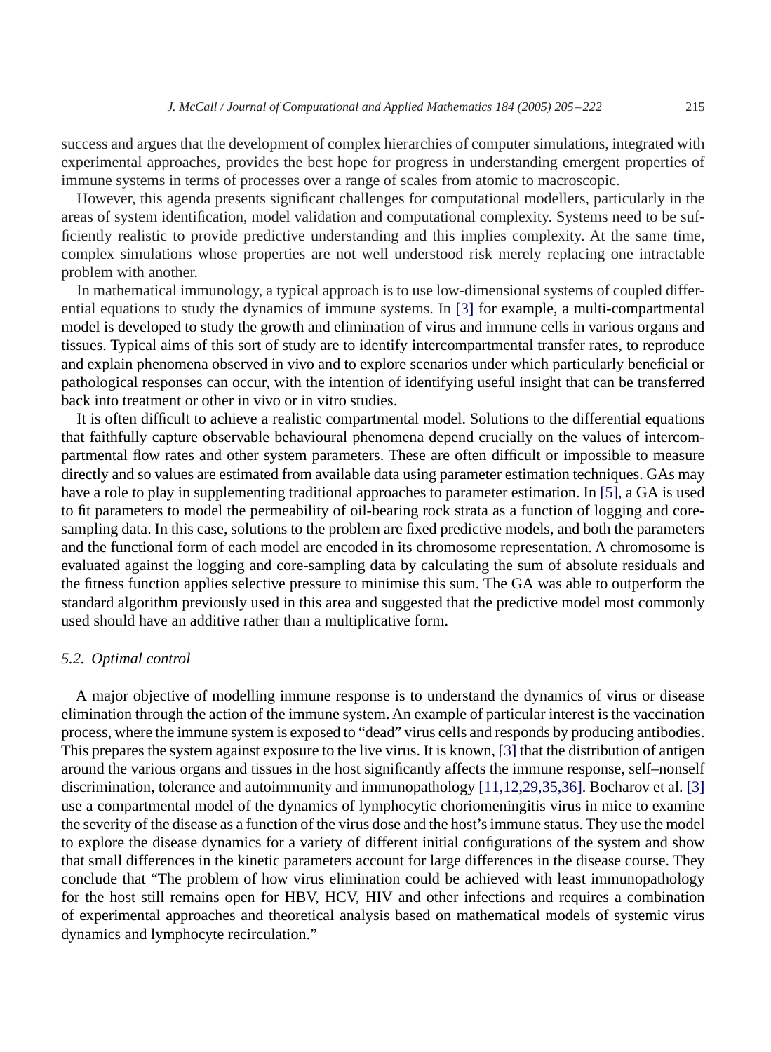success and argues that the development of complex hierarchies of computer simulations, integrated with experimental approaches, provides the best hope for progress in understanding emergent properties of immune systems in terms of processes over a range of scales from atomic to macroscopic.

However, this agenda presents significant challenges for computational modellers, particularly in the areas of system identification, model validation and computational complexity. Systems need to be sufficiently realistic to provide predictive understanding and this implies complexity. At the same time, complex simulations whose properties are not well understood risk merely replacing one intractable problem with another.

In mathematical immunology, a typical approach is to use low-dimensional systems of coupled differential equations to study the dynamics of immune systems. In [3] for example, a multi-compartmental model is developed to study the growth and elimination of virus and immune cells in various organs and tissues. Typical aims of this sort of study are to identify intercompartmental transfer rates, to reproduce and explain phenomena observed in vivo and to explore scenarios under which particularly beneficial or pathological responses can occur, with the intention of identifying useful insight that can be transferred back into treatment or other in vivo or in vitro studies.

It is often difficult to achieve a realistic compartmental model. Solutions to the differential equations that faithfully capture observable behavioural phenomena depend crucially on the values of intercompartmental flow rates and other system parameters. These are often difficult or impossible to measure directly and so values are estimated from available data using parameter estimation techniques. GAs may have a role to play in supplementing traditional approaches to parameter estimation. In [5], a GA is used to fit parameters to model the permeability of oil-bearing rock strata as a function of logging and core-sampling data. In this case, solutions to the problem are fixed predictive models, and both the parameters and the functional form of each model are encoded in its chromosome representation. A chromosome is evaluated against the logging and core-sampling data by calculating the sum of absolute residuals and the fitness function applies selective pressure to minimise this sum. The GA was able to outperform the standard algorithm previously used in this area and suggested that the predictive model most commonly used should have an additive rather than a multiplicative form.

### *5.2. Optimal control*

A major objective of modelling immune response is to understand the dynamics of virus or disease elimination through the action of the immune system. An example of particular interest is the vaccination process, where the immune system is exposed to "dead" virus cells and responds by producing antibodies. This prepares the system against exposure to the live virus. It is known, [3] that the distribution of antigen around the various organs and tissues in the host significantly affects the immune response, self–nonself discrimination, tolerance and autoimmunity and immunopathology [11,12,29,35,36]. Bocharov et al. [3] use a compartmental model of the dynamics of lymphocytic choriomeningitis virus in mice to examine the severity of the disease as a function of the virus dose and the host's immune status. They use the model to explore the disease dynamics for a variety of different initial configurations of the system and show that small differences in the kinetic parameters account for large differences in the disease course. They conclude that "The problem of how virus elimination could be achieved with least immunopathology for the host still remains open for HBV, HCV, HIV and other infections and requires a combination of experimental approaches and theoretical analysis based on mathematical models of systemic virus dynamics and lymphocyte recirculation."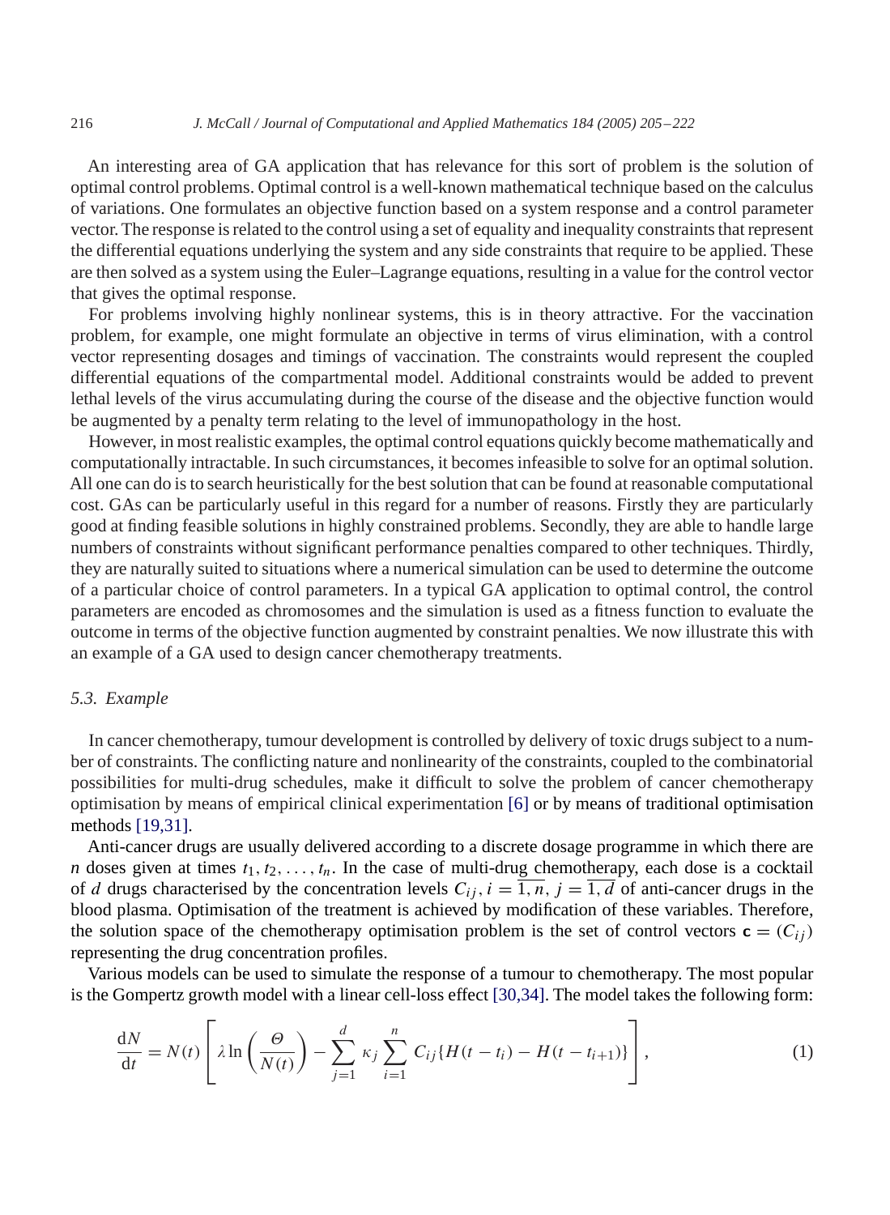An interesting area of GA application that has relevance for this sort of problem is the solution of optimal control problems. Optimal control is a well-known mathematical technique based on the calculus of variations. One formulates an objective function based on a system response and a control parameter vector. The response is related to the control using a set of equality and inequality constraints that represent the differential equations underlying the system and any side constraints that require to be applied. These are then solved as a system using the Euler–Lagrange equations, resulting in a value for the control vector that gives the optimal response.

For problems involving highly nonlinear systems, this is in theory attractive. For the vaccination problem, for example, one might formulate an objective in terms of virus elimination, with a control vector representing dosages and timings of vaccination. The constraints would represent the coupled differential equations of the compartmental model. Additional constraints would be added to prevent lethal levels of the virus accumulating during the course of the disease and the objective function would be augmented by a penalty term relating to the level of immunopathology in the host.

However, in most realistic examples, the optimal control equations quickly become mathematically and computationally intractable. In such circumstances, it becomes infeasible to solve for an optimal solution. All one can do is to search heuristically for the best solution that can be found at reasonable computational cost. GAs can be particularly useful in this regard for a number of reasons. Firstly they are particularly good at finding feasible solutions in highly constrained problems. Secondly, they are able to handle large numbers of constraints without significant performance penalties compared to other techniques. Thirdly, they are naturally suited to situations where a numerical simulation can be used to determine the outcome of a particular choice of control parameters. In a typical GA application to optimal control, the control parameters are encoded as chromosomes and the simulation is used as a fitness function to evaluate the outcome in terms of the objective function augmented by constraint penalties. We now illustrate this with an example of a GA used to design cancer chemotherapy treatments.

### 5.3. Example

In cancer chemotherapy, tumour development is controlled by delivery of toxic drugs subject to a number of constraints. The conflicting nature and nonlinearity of the constraints, coupled to the combinatorial possibilities for multi-drug schedules, make it difficult to solve the problem of cancer chemotherapy optimisation by means of empirical clinical experimentation [6] or by means of traditional optimisation methods [19,31].

Anti-cancer drugs are usually delivered according to a discrete dosage programme in which there are $n$ doses given at times $t_1, t_2, \ldots, t_n$. In the case of multi-drug chemotherapy, each dose is a cocktail of $d$ drugs characterised by the concentration levels $C_{ij}, i = \overline{1, n}, j = \overline{1, d}$ of anti-cancer drugs in the blood plasma. Optimisation of the treatment is achieved by modification of these variables. Therefore, the solution space of the chemotherapy optimisation problem is the set of control vectors $\mathbf{c} = (C_{ij})$ representing the drug concentration profiles.

Various models can be used to simulate the response of a tumour to chemotherapy. The most popular is the Gompertz growth model with a linear cell-loss effect [30,34]. The model takes the following form:

$$\frac{\mathrm{d}N}{\mathrm{d}t} = N(t)\left[\lambda \ln\left(\frac{\Theta}{N(t)}\right) - \sum_{j=1}^{d} \kappa_j \sum_{i=1}^{n} C_{ij}\{H(t - t_i) - H(t - t_{i+1})\}\right], \tag{1}$$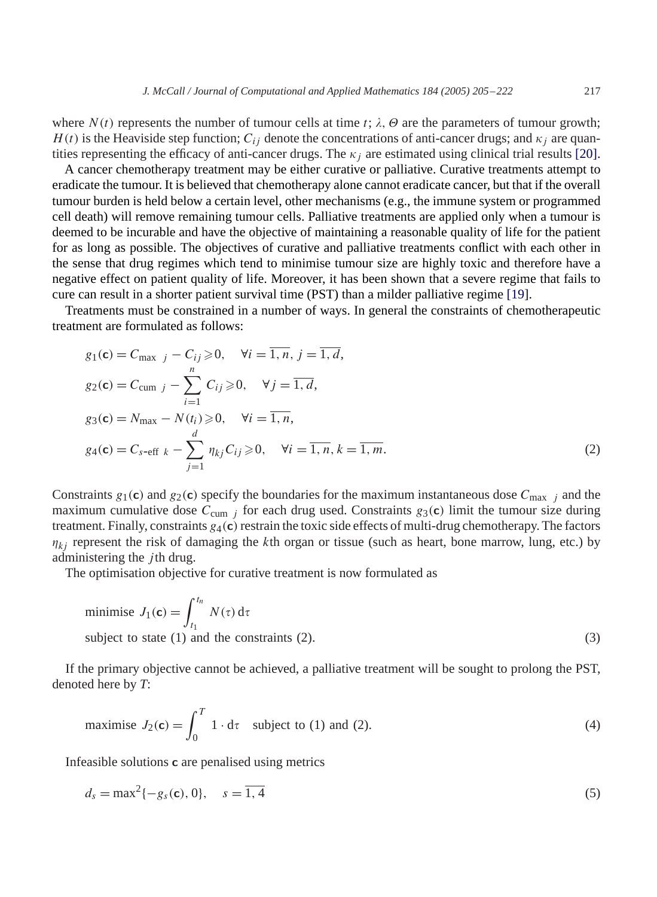where $N(t)$ represents the number of tumour cells at time $t$; $\lambda$, $\Theta$ are the parameters of tumour growth; $H(t)$ is the Heaviside step function; $C_{ij}$ denote the concentrations of anti-cancer drugs; and $\kappa_j$ are quantities representing the efficacy of anti-cancer drugs. The $\kappa_j$ are estimated using clinical trial results [20].

A cancer chemotherapy treatment may be either curative or palliative. Curative treatments attempt to eradicate the tumour. It is believed that chemotherapy alone cannot eradicate cancer, but that if the overall tumour burden is held below a certain level, other mechanisms (e.g., the immune system or programmed cell death) will remove remaining tumour cells. Palliative treatments are applied only when a tumour is deemed to be incurable and have the objective of maintaining a reasonable quality of life for the patient for as long as possible. The objectives of curative and palliative treatments conflict with each other in the sense that drug regimes which tend to minimise tumour size are highly toxic and therefore have a negative effect on patient quality of life. Moreover, it has been shown that a severe regime that fails to cure can result in a shorter patient survival time (PST) than a milder palliative regime [19].

Treatments must be constrained in a number of ways. In general the constraints of chemotherapeutic treatment are formulated as follows:

$$
\begin{aligned}
g_1(\mathbf{c}) &= C_{\max\ j} - C_{ij} \geqslant 0, \quad \forall i = \overline{1,n},\ j = \overline{1,d}, \\
g_2(\mathbf{c}) &= C_{\text{cum}\ j} - \sum_{i=1}^{n} C_{ij} \geqslant 0, \quad \forall j = \overline{1,d}, \\
g_3(\mathbf{c}) &= N_{\max} - N(t_i) \geqslant 0, \quad \forall i = \overline{1,n}, \\
g_4(\mathbf{c}) &= C_{s\text{-eff}\ k} - \sum_{j=1}^{d} \eta_{kj} C_{ij} \geqslant 0, \quad \forall i = \overline{1,n}, k = \overline{1,m}.
\end{aligned}
\tag{2}
$$

Constraints $g_1(\mathbf{c})$ and $g_2(\mathbf{c})$ specify the boundaries for the maximum instantaneous dose $C_{\max\ j}$ and the maximum cumulative dose $C_{\text{cum}\ j}$ for each drug used. Constraints $g_3(\mathbf{c})$ limit the tumour size during treatment. Finally, constraints $g_4(\mathbf{c})$ restrain the toxic side effects of multi-drug chemotherapy. The factors $\eta_{kj}$ represent the risk of damaging the $k$th organ or tissue (such as heart, bone marrow, lung, etc.) by administering the $j$th drug.

The optimisation objective for curative treatment is now formulated as

$$
\begin{aligned}
&\text{minimise } J_1(\mathbf{c}) = \int_{t_1}^{t_n} N(\tau)\,\mathrm{d}\tau \\
&\text{subject to state (1) and the constraints (2).}
\end{aligned}
\tag{3}
$$

If the primary objective cannot be achieved, a palliative treatment will be sought to prolong the PST, denoted here by $T$:

$$
\text{maximise } J_2(\mathbf{c}) = \int_{0}^{T} 1 \cdot \mathrm{d}\tau \quad \text{subject to (1) and (2).} \tag{4}
$$

Infeasible solutions $\mathbf{c}$ are penalised using metrics

$$
d_s = \max{}^2\{-g_s(\mathbf{c}), 0\}, \quad s = \overline{1,4} \tag{5}
$$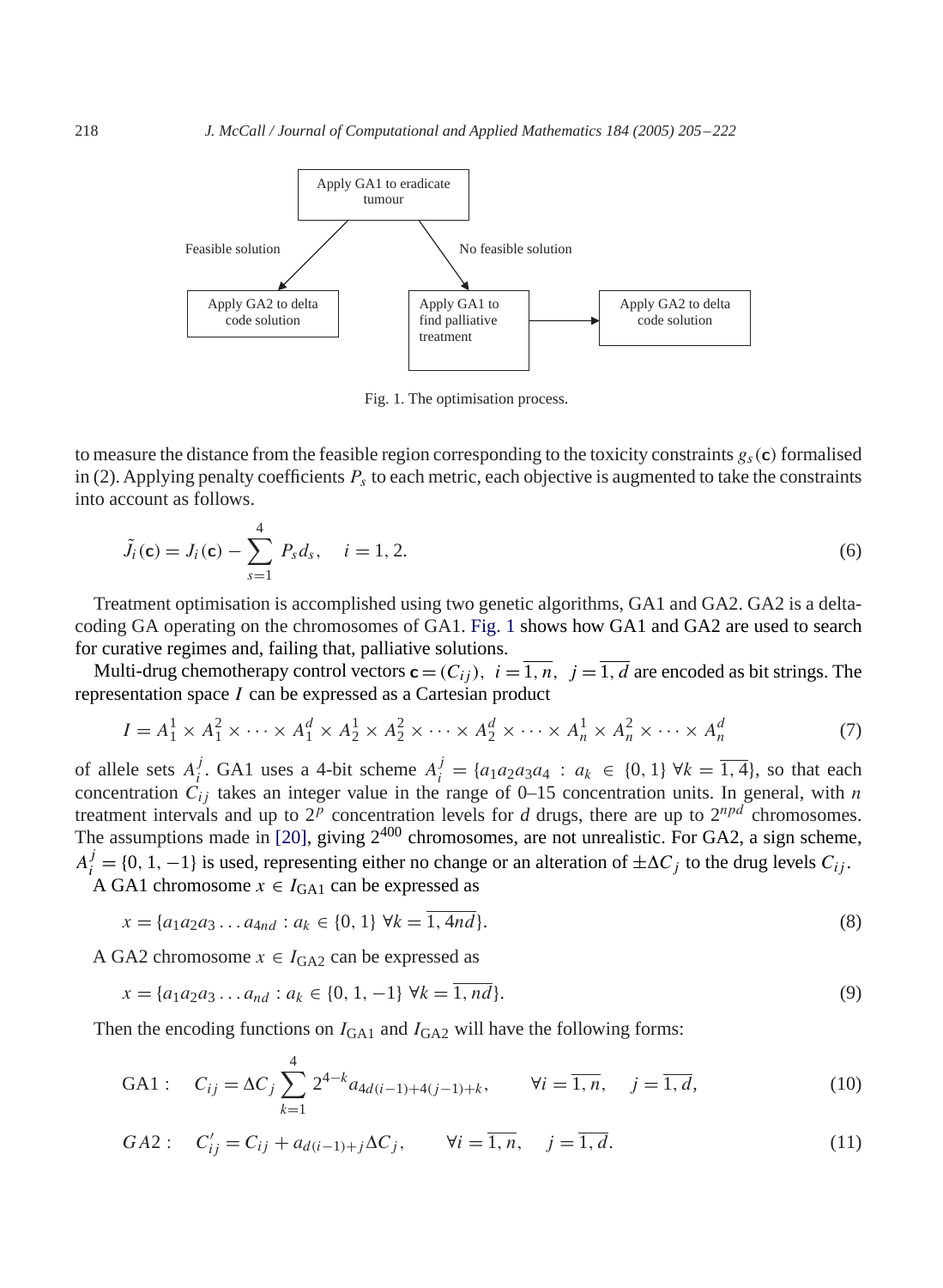Apply GA1 to eradicate tumour

Feasible solution → Apply GA2 to delta code solution

No feasible solution → Apply GA1 to find palliative treatment → Apply GA2 to delta code solution

Fig. 1. The optimisation process.

to measure the distance from the feasible region corresponding to the toxicity constraints $g_s(\mathbf{c})$ formalised in (2). Applying penalty coefficients $P_s$ to each metric, each objective is augmented to take the constraints into account as follows.

$$\tilde{J}_i(\mathbf{c}) = J_i(\mathbf{c}) - \sum_{s=1}^{4} P_s d_s, \quad i = 1, 2. \tag{6}$$

Treatment optimisation is accomplished using two genetic algorithms, GA1 and GA2. GA2 is a delta-coding GA operating on the chromosomes of GA1. Fig. 1 shows how GA1 and GA2 are used to search for curative regimes and, failing that, palliative solutions.

Multi-drug chemotherapy control vectors $\mathbf{c} = (C_{ij}),\ i = \overline{1, n},\ \ j = \overline{1, d}$ are encoded as bit strings. The representation space $I$ can be expressed as a Cartesian product

$$I = A_1^1 \times A_1^2 \times \cdots \times A_1^d \times A_2^1 \times A_2^2 \times \cdots \times A_2^d \times \cdots \times A_n^1 \times A_n^2 \times \cdots \times A_n^d \tag{7}$$

of allele sets $A_i^j$. GA1 uses a 4-bit scheme $A_i^j = \{a_1 a_2 a_3 a_4 : a_k \in \{0, 1\}\ \forall k = \overline{1, 4}\}$, so that each concentration $C_{ij}$ takes an integer value in the range of 0–15 concentration units. In general, with $n$ treatment intervals and up to $2^p$ concentration levels for $d$ drugs, there are up to $2^{npd}$ chromosomes. The assumptions made in [20], giving $2^{400}$ chromosomes, are not unrealistic. For GA2, a sign scheme, $A_i^j = \{0, 1, -1\}$ is used, representing either no change or an alteration of $\pm\Delta C_j$ to the drug levels $C_{ij}$.

A GA1 chromosome $x \in I_{\mathrm{GA1}}$ can be expressed as

$$x = \{a_1 a_2 a_3 \ldots a_{4nd} : a_k \in \{0, 1\}\ \forall k = \overline{1, 4nd}\}. \tag{8}$$

A GA2 chromosome $x \in I_{\mathrm{GA2}}$ can be expressed as

$$x = \{a_1 a_2 a_3 \ldots a_{nd} : a_k \in \{0, 1, -1\}\ \forall k = \overline{1, nd}\}. \tag{9}$$

Then the encoding functions on $I_{\mathrm{GA1}}$ and $I_{\mathrm{GA2}}$ will have the following forms:

$$\mathrm{GA1}: \quad C_{ij} = \Delta C_j \sum_{k=1}^{4} 2^{4-k} a_{4d(i-1)+4(j-1)+k}, \qquad \forall i = \overline{1, n}, \quad j = \overline{1, d}, \tag{10}$$

$$GA2: \quad C'_{ij} = C_{ij} + a_{d(i-1)+j} \Delta C_j, \qquad \forall i = \overline{1, n}, \quad j = \overline{1, d}. \tag{11}$$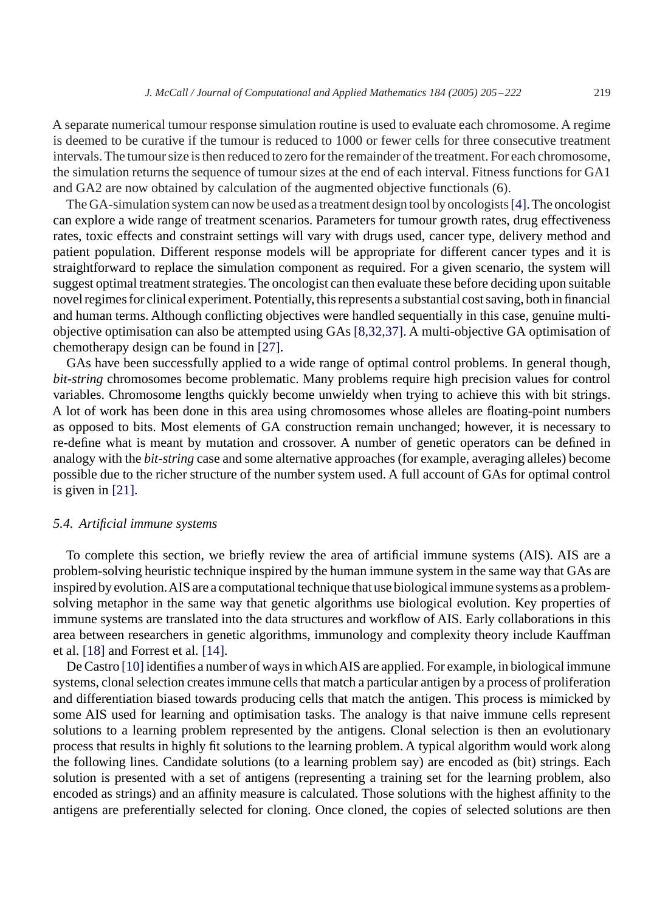A separate numerical tumour response simulation routine is used to evaluate each chromosome. A regime is deemed to be curative if the tumour is reduced to 1000 or fewer cells for three consecutive treatment intervals. The tumour size is then reduced to zero for the remainder of the treatment. For each chromosome, the simulation returns the sequence of tumour sizes at the end of each interval. Fitness functions for GA1 and GA2 are now obtained by calculation of the augmented objective functionals (6).

The GA-simulation system can now be used as a treatment design tool by oncologists [4]. The oncologist can explore a wide range of treatment scenarios. Parameters for tumour growth rates, drug effectiveness rates, toxic effects and constraint settings will vary with drugs used, cancer type, delivery method and patient population. Different response models will be appropriate for different cancer types and it is straightforward to replace the simulation component as required. For a given scenario, the system will suggest optimal treatment strategies. The oncologist can then evaluate these before deciding upon suitable novel regimes for clinical experiment. Potentially, this represents a substantial cost saving, both in financial and human terms. Although conflicting objectives were handled sequentially in this case, genuine multi-objective optimisation can also be attempted using GAs [8,32,37]. A multi-objective GA optimisation of chemotherapy design can be found in [27].

GAs have been successfully applied to a wide range of optimal control problems. In general though, *bit-string* chromosomes become problematic. Many problems require high precision values for control variables. Chromosome lengths quickly become unwieldy when trying to achieve this with bit strings. A lot of work has been done in this area using chromosomes whose alleles are floating-point numbers as opposed to bits. Most elements of GA construction remain unchanged; however, it is necessary to re-define what is meant by mutation and crossover. A number of genetic operators can be defined in analogy with the *bit-string* case and some alternative approaches (for example, averaging alleles) become possible due to the richer structure of the number system used. A full account of GAs for optimal control is given in [21].

### 5.4. *Artificial immune systems*

To complete this section, we briefly review the area of artificial immune systems (AIS). AIS are a problem-solving heuristic technique inspired by the human immune system in the same way that GAs are inspired by evolution. AIS are a computational technique that use biological immune systems as a problem-solving metaphor in the same way that genetic algorithms use biological evolution. Key properties of immune systems are translated into the data structures and workflow of AIS. Early collaborations in this area between researchers in genetic algorithms, immunology and complexity theory include Kauffman et al. [18] and Forrest et al. [14].

De Castro [10] identifies a number of ways in which AIS are applied. For example, in biological immune systems, clonal selection creates immune cells that match a particular antigen by a process of proliferation and differentiation biased towards producing cells that match the antigen. This process is mimicked by some AIS used for learning and optimisation tasks. The analogy is that naive immune cells represent solutions to a learning problem represented by the antigens. Clonal selection is then an evolutionary process that results in highly fit solutions to the learning problem. A typical algorithm would work along the following lines. Candidate solutions (to a learning problem say) are encoded as (bit) strings. Each solution is presented with a set of antigens (representing a training set for the learning problem, also encoded as strings) and an affinity measure is calculated. Those solutions with the highest affinity to the antigens are preferentially selected for cloning. Once cloned, the copies of selected solutions are then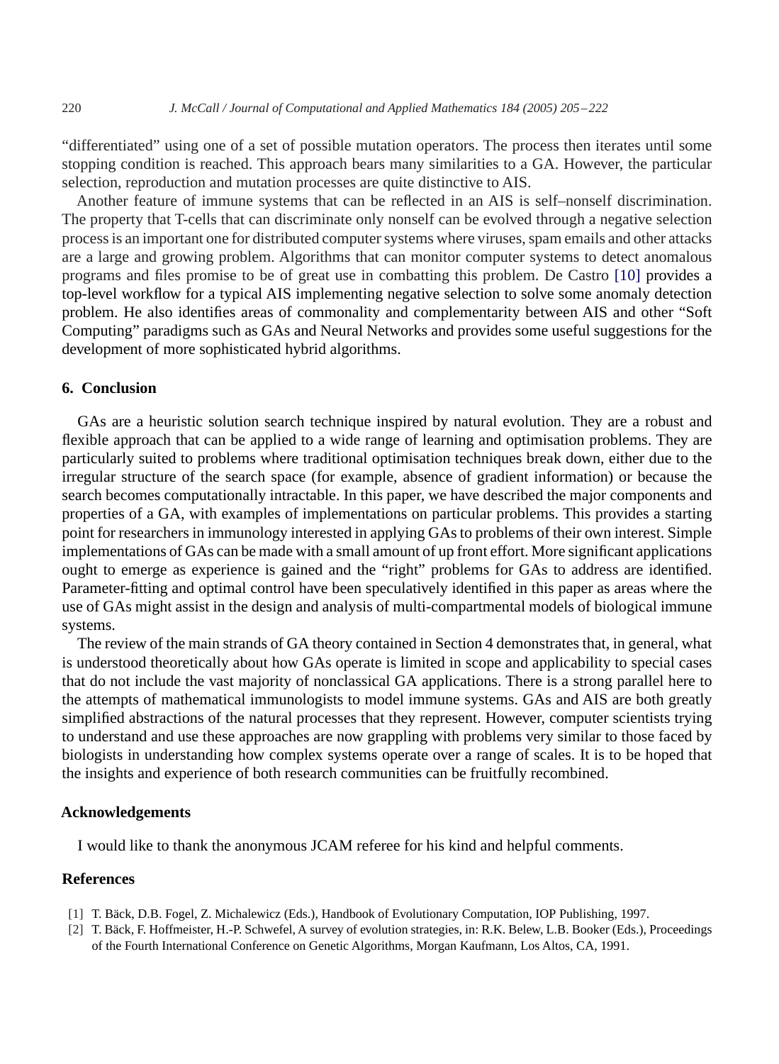"differentiated" using one of a set of possible mutation operators. The process then iterates until some stopping condition is reached. This approach bears many similarities to a GA. However, the particular selection, reproduction and mutation processes are quite distinctive to AIS.

Another feature of immune systems that can be reflected in an AIS is self–nonself discrimination. The property that T-cells that can discriminate only nonself can be evolved through a negative selection process is an important one for distributed computer systems where viruses, spam emails and other attacks are a large and growing problem. Algorithms that can monitor computer systems to detect anomalous programs and files promise to be of great use in combatting this problem. De Castro [10] provides a top-level workflow for a typical AIS implementing negative selection to solve some anomaly detection problem. He also identifies areas of commonality and complementarity between AIS and other "Soft Computing" paradigms such as GAs and Neural Networks and provides some useful suggestions for the development of more sophisticated hybrid algorithms.

## 6. Conclusion

GAs are a heuristic solution search technique inspired by natural evolution. They are a robust and flexible approach that can be applied to a wide range of learning and optimisation problems. They are particularly suited to problems where traditional optimisation techniques break down, either due to the irregular structure of the search space (for example, absence of gradient information) or because the search becomes computationally intractable. In this paper, we have described the major components and properties of a GA, with examples of implementations on particular problems. This provides a starting point for researchers in immunology interested in applying GAs to problems of their own interest. Simple implementations of GAs can be made with a small amount of up front effort. More significant applications ought to emerge as experience is gained and the "right" problems for GAs to address are identified. Parameter-fitting and optimal control have been speculatively identified in this paper as areas where the use of GAs might assist in the design and analysis of multi-compartmental models of biological immune systems.

The review of the main strands of GA theory contained in Section 4 demonstrates that, in general, what is understood theoretically about how GAs operate is limited in scope and applicability to special cases that do not include the vast majority of nonclassical GA applications. There is a strong parallel here to the attempts of mathematical immunologists to model immune systems. GAs and AIS are both greatly simplified abstractions of the natural processes that they represent. However, computer scientists trying to understand and use these approaches are now grappling with problems very similar to those faced by biologists in understanding how complex systems operate over a range of scales. It is to be hoped that the insights and experience of both research communities can be fruitfully recombined.

## Acknowledgements

I would like to thank the anonymous JCAM referee for his kind and helpful comments.

## References

[1] T. Bäck, D.B. Fogel, Z. Michalewicz (Eds.), Handbook of Evolutionary Computation, IOP Publishing, 1997.

[2] T. Bäck, F. Hoffmeister, H.-P. Schwefel, A survey of evolution strategies, in: R.K. Belew, L.B. Booker (Eds.), Proceedings of the Fourth International Conference on Genetic Algorithms, Morgan Kaufmann, Los Altos, CA, 1991.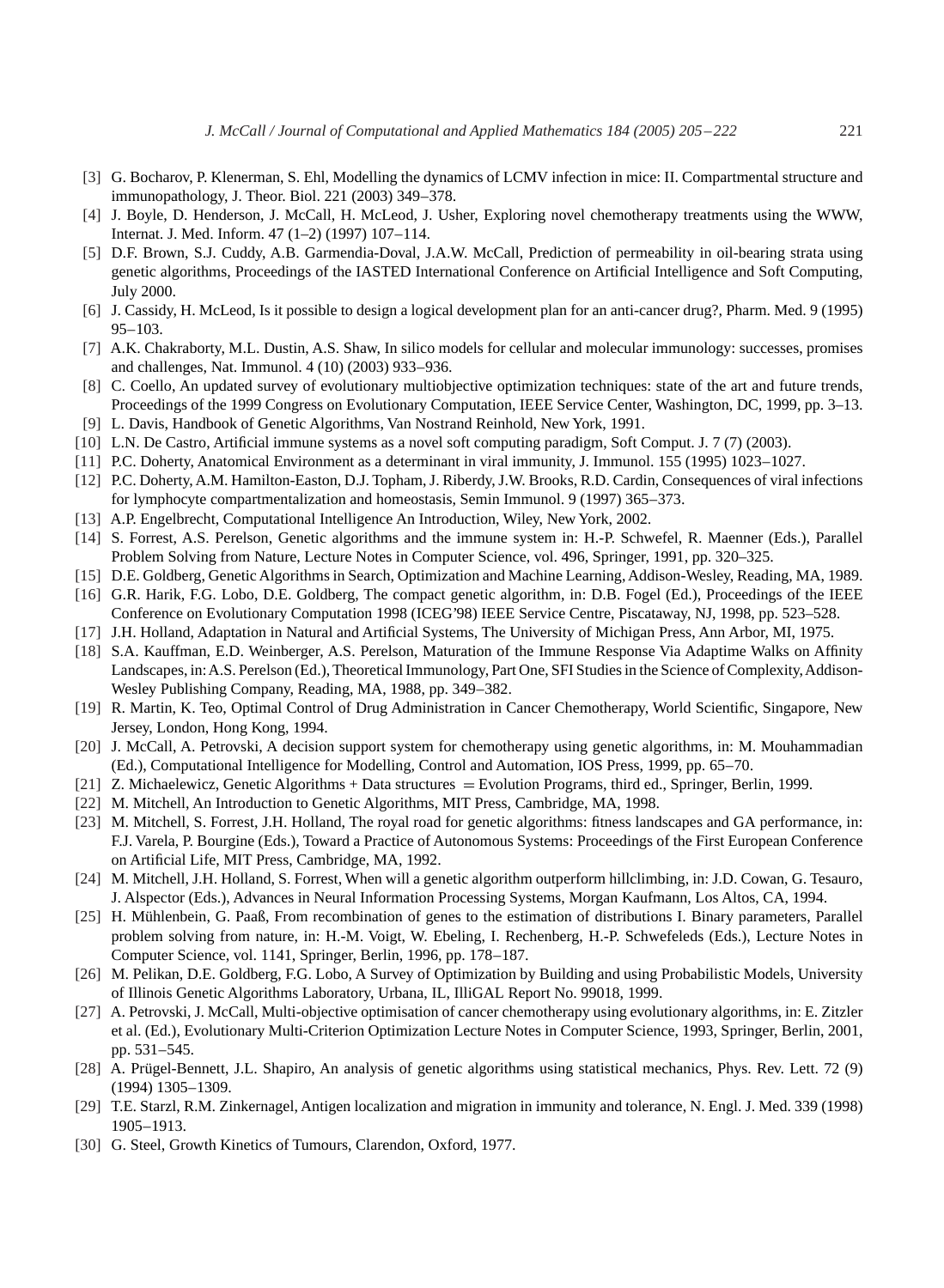[3] G. Bocharov, P. Klenerman, S. Ehl, Modelling the dynamics of LCMV infection in mice: II. Compartmental structure and immunopathology, J. Theor. Biol. 221 (2003) 349–378.

[4] J. Boyle, D. Henderson, J. McCall, H. McLeod, J. Usher, Exploring novel chemotherapy treatments using the WWW, Internat. J. Med. Inform. 47 (1–2) (1997) 107–114.

[5] D.F. Brown, S.J. Cuddy, A.B. Garmendia-Doval, J.A.W. McCall, Prediction of permeability in oil-bearing strata using genetic algorithms, Proceedings of the IASTED International Conference on Artificial Intelligence and Soft Computing, July 2000.

[6] J. Cassidy, H. McLeod, Is it possible to design a logical development plan for an anti-cancer drug?, Pharm. Med. 9 (1995) 95–103.

[7] A.K. Chakraborty, M.L. Dustin, A.S. Shaw, In silico models for cellular and molecular immunology: successes, promises and challenges, Nat. Immunol. 4 (10) (2003) 933–936.

[8] C. Coello, An updated survey of evolutionary multiobjective optimization techniques: state of the art and future trends, Proceedings of the 1999 Congress on Evolutionary Computation, IEEE Service Center, Washington, DC, 1999, pp. 3–13.

[9] L. Davis, Handbook of Genetic Algorithms, Van Nostrand Reinhold, New York, 1991.

[10] L.N. De Castro, Artificial immune systems as a novel soft computing paradigm, Soft Comput. J. 7 (7) (2003).

[11] P.C. Doherty, Anatomical Environment as a determinant in viral immunity, J. Immunol. 155 (1995) 1023–1027.

[12] P.C. Doherty, A.M. Hamilton-Easton, D.J. Topham, J. Riberdy, J.W. Brooks, R.D. Cardin, Consequences of viral infections for lymphocyte compartmentalization and homeostasis, Semin Immunol. 9 (1997) 365–373.

[13] A.P. Engelbrecht, Computational Intelligence An Introduction, Wiley, New York, 2002.

[14] S. Forrest, A.S. Perelson, Genetic algorithms and the immune system in: H.-P. Schwefel, R. Maenner (Eds.), Parallel Problem Solving from Nature, Lecture Notes in Computer Science, vol. 496, Springer, 1991, pp. 320–325.

[15] D.E. Goldberg, Genetic Algorithms in Search, Optimization and Machine Learning, Addison-Wesley, Reading, MA, 1989.

[16] G.R. Harik, F.G. Lobo, D.E. Goldberg, The compact genetic algorithm, in: D.B. Fogel (Ed.), Proceedings of the IEEE Conference on Evolutionary Computation 1998 (ICEG'98) IEEE Service Centre, Piscataway, NJ, 1998, pp. 523–528.

[17] J.H. Holland, Adaptation in Natural and Artificial Systems, The University of Michigan Press, Ann Arbor, MI, 1975.

[18] S.A. Kauffman, E.D. Weinberger, A.S. Perelson, Maturation of the Immune Response Via Adaptime Walks on Affinity Landscapes, in: A.S. Perelson (Ed.), Theoretical Immunology, Part One, SFI Studies in the Science of Complexity, Addison-Wesley Publishing Company, Reading, MA, 1988, pp. 349–382.

[19] R. Martin, K. Teo, Optimal Control of Drug Administration in Cancer Chemotherapy, World Scientific, Singapore, New Jersey, London, Hong Kong, 1994.

[20] J. McCall, A. Petrovski, A decision support system for chemotherapy using genetic algorithms, in: M. Mouhammadian (Ed.), Computational Intelligence for Modelling, Control and Automation, IOS Press, 1999, pp. 65–70.

[21] Z. Michaelewicz, Genetic Algorithms + Data structures = Evolution Programs, third ed., Springer, Berlin, 1999.

[22] M. Mitchell, An Introduction to Genetic Algorithms, MIT Press, Cambridge, MA, 1998.

[23] M. Mitchell, S. Forrest, J.H. Holland, The royal road for genetic algorithms: fitness landscapes and GA performance, in: F.J. Varela, P. Bourgine (Eds.), Toward a Practice of Autonomous Systems: Proceedings of the First European Conference on Artificial Life, MIT Press, Cambridge, MA, 1992.

[24] M. Mitchell, J.H. Holland, S. Forrest, When will a genetic algorithm outperform hillclimbing, in: J.D. Cowan, G. Tesauro, J. Alspector (Eds.), Advances in Neural Information Processing Systems, Morgan Kaufmann, Los Altos, CA, 1994.

[25] H. Mühlenbein, G. Paaß, From recombination of genes to the estimation of distributions I. Binary parameters, Parallel problem solving from nature, in: H.-M. Voigt, W. Ebeling, I. Rechenberg, H.-P. Schwefeleds (Eds.), Lecture Notes in Computer Science, vol. 1141, Springer, Berlin, 1996, pp. 178–187.

[26] M. Pelikan, D.E. Goldberg, F.G. Lobo, A Survey of Optimization by Building and using Probabilistic Models, University of Illinois Genetic Algorithms Laboratory, Urbana, IL, IlliGAL Report No. 99018, 1999.

[27] A. Petrovski, J. McCall, Multi-objective optimisation of cancer chemotherapy using evolutionary algorithms, in: E. Zitzler et al. (Ed.), Evolutionary Multi-Criterion Optimization Lecture Notes in Computer Science, 1993, Springer, Berlin, 2001, pp. 531–545.

[28] A. Prügel-Bennett, J.L. Shapiro, An analysis of genetic algorithms using statistical mechanics, Phys. Rev. Lett. 72 (9) (1994) 1305–1309.

[29] T.E. Starzl, R.M. Zinkernagel, Antigen localization and migration in immunity and tolerance, N. Engl. J. Med. 339 (1998) 1905–1913.

[30] G. Steel, Growth Kinetics of Tumours, Clarendon, Oxford, 1977.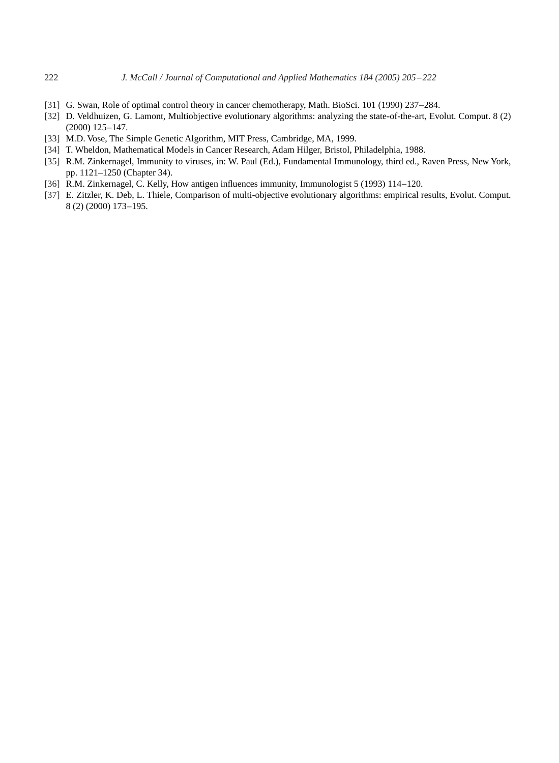[31] G. Swan, Role of optimal control theory in cancer chemotherapy, Math. BioSci. 101 (1990) 237–284.
[32] D. Veldhuizen, G. Lamont, Multiobjective evolutionary algorithms: analyzing the state-of-the-art, Evolut. Comput. 8 (2) (2000) 125–147.
[33] M.D. Vose, The Simple Genetic Algorithm, MIT Press, Cambridge, MA, 1999.
[34] T. Wheldon, Mathematical Models in Cancer Research, Adam Hilger, Bristol, Philadelphia, 1988.
[35] R.M. Zinkernagel, Immunity to viruses, in: W. Paul (Ed.), Fundamental Immunology, third ed., Raven Press, New York, pp. 1121–1250 (Chapter 34).
[36] R.M. Zinkernagel, C. Kelly, How antigen influences immunity, Immunologist 5 (1993) 114–120.
[37] E. Zitzler, K. Deb, L. Thiele, Comparison of multi-objective evolutionary algorithms: empirical results, Evolut. Comput. 8 (2) (2000) 173–195.